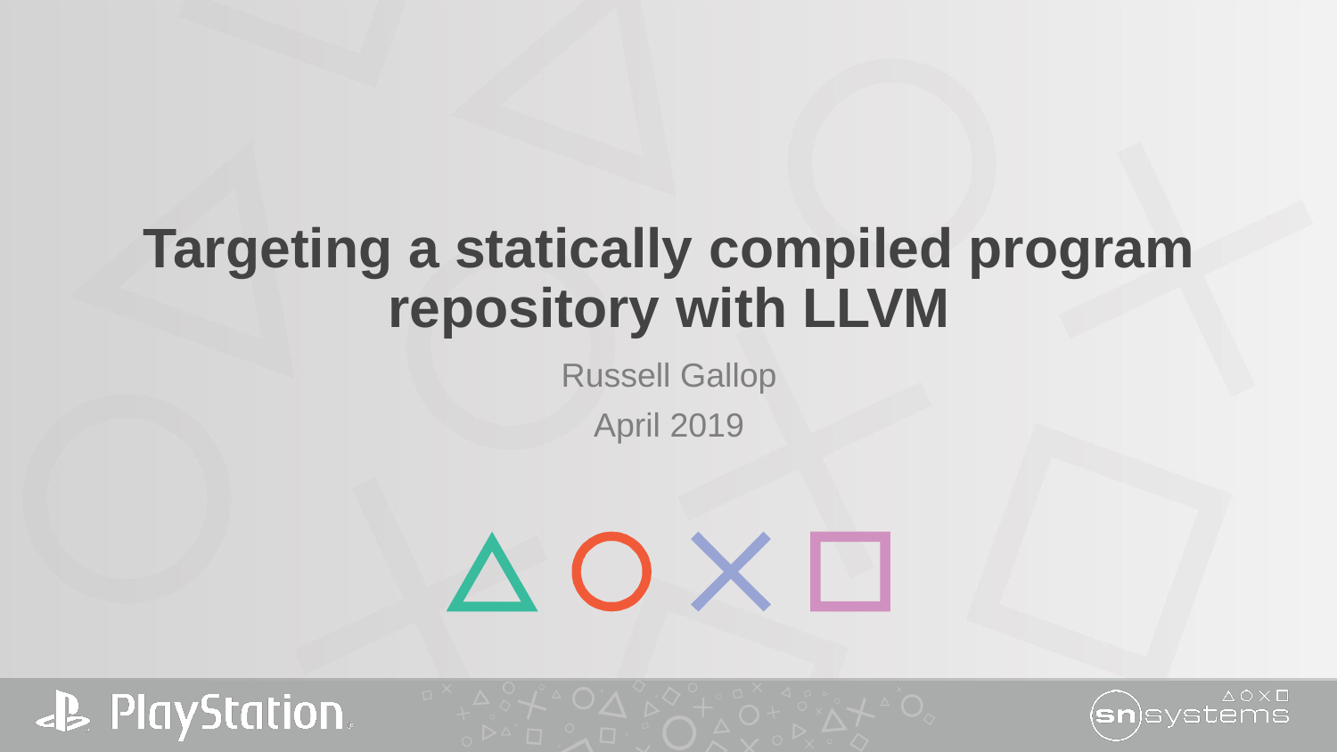# Targeting a statically compiled program repository with LLVM

Russell Gallop

April 2019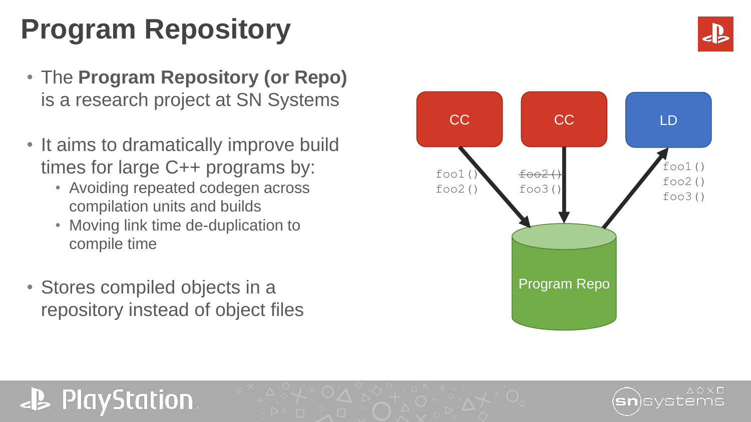# Program Repository

- The **Program Repository (or Repo)** is a research project at SN Systems

- It aims to dramatically improve build times for large C++ programs by:
  - Avoiding repeated codegen across compilation units and builds
  - Moving link time de-duplication to compile time

- Stores compiled objects in a repository instead of object files

CC

```
foo1()
foo2()
```

CC

```
~~foo2()~~
foo3()
```

LD

```
foo1()
foo2()
foo3()
```

Program Repo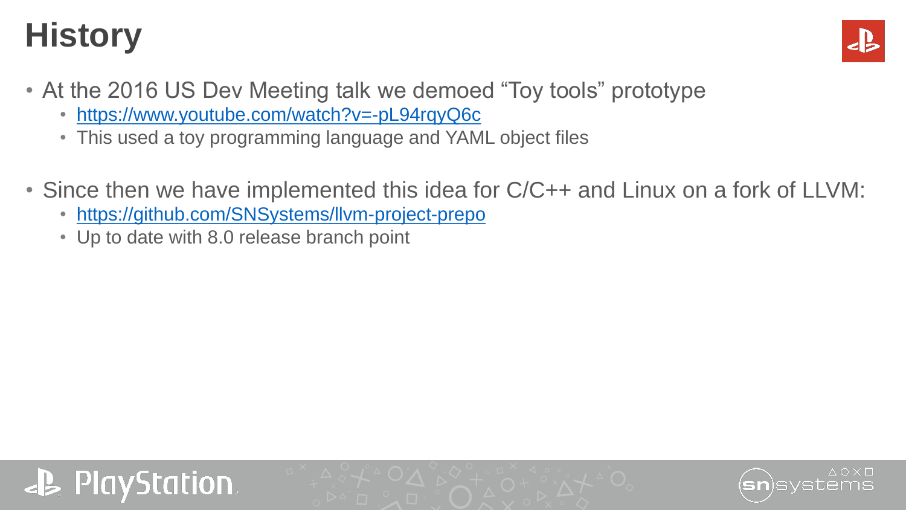# History

- At the 2016 US Dev Meeting talk we demoed "Toy tools" prototype
  - https://www.youtube.com/watch?v=-pL94rqyQ6c
  - This used a toy programming language and YAML object files
- Since then we have implemented this idea for C/C++ and Linux on a fork of LLVM:
  - https://github.com/SNSystems/llvm-project-prepo
  - Up to date with 8.0 release branch point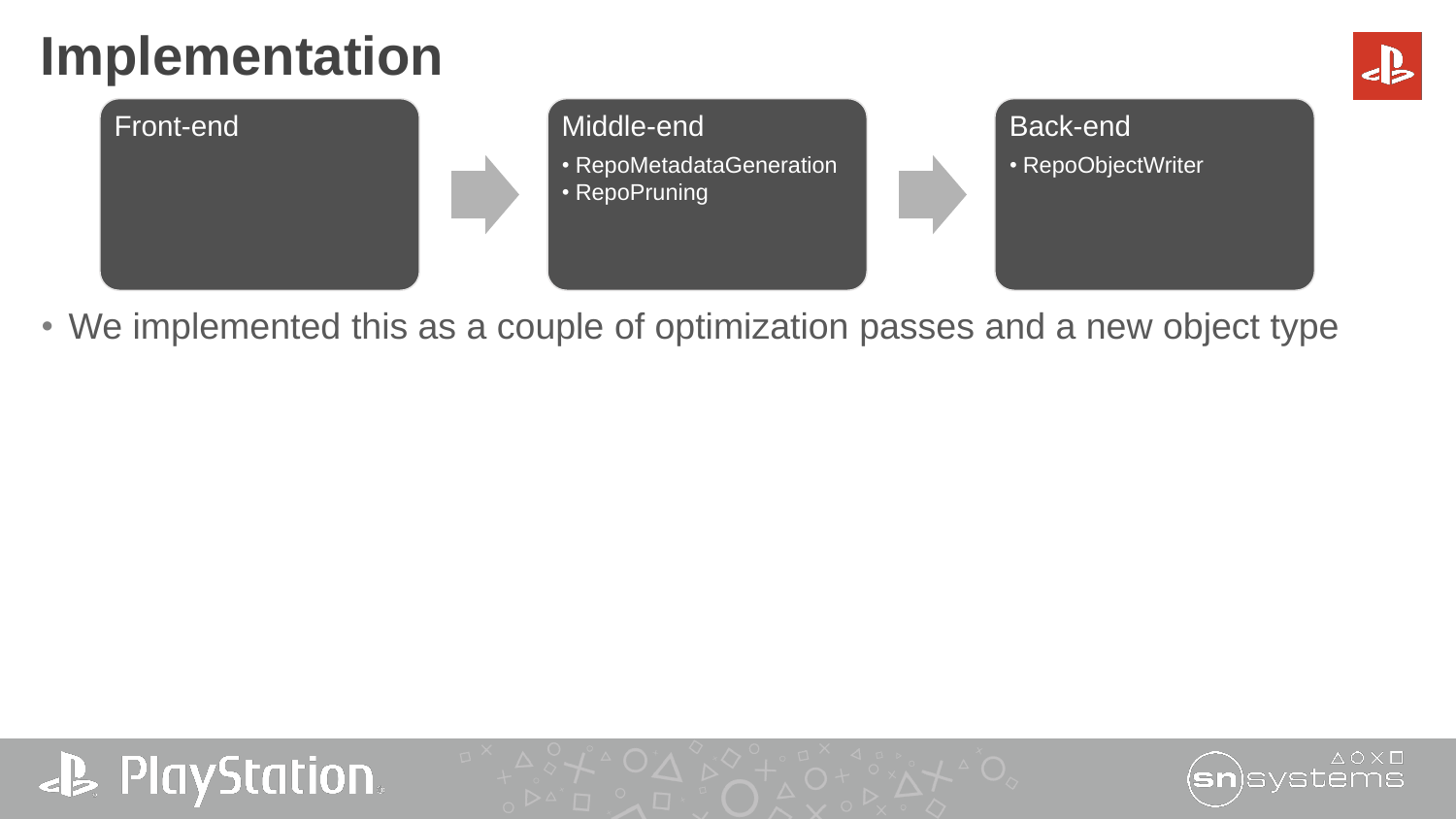# Implementation

**Front-end**

**Middle-end**

- RepoMetadataGeneration
- RepoPruning

**Back-end**

- RepoObjectWriter

- We implemented this as a couple of optimization passes and a new object type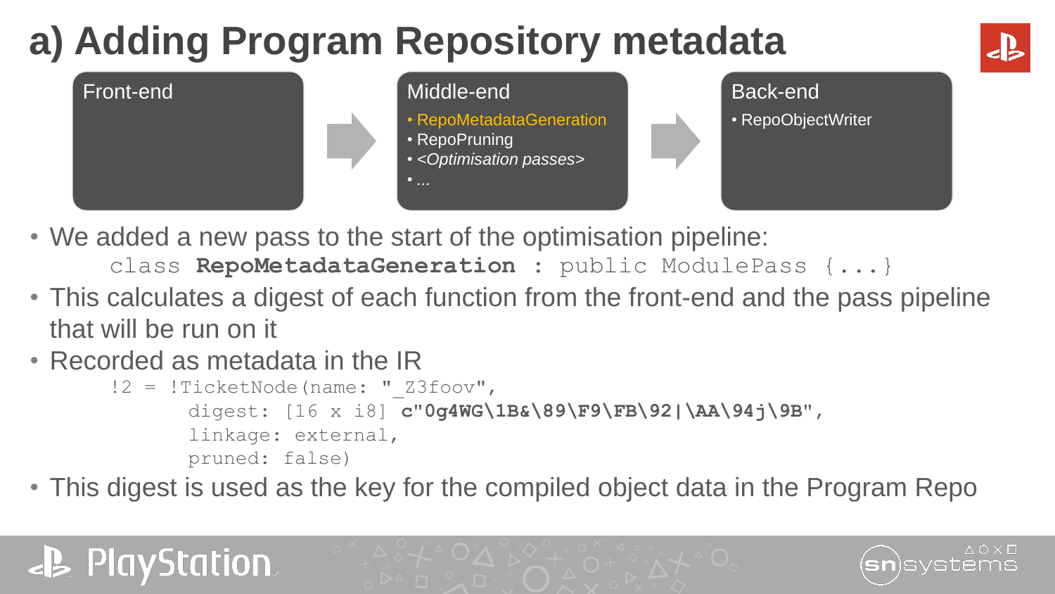# a) Adding Program Repository metadata

**Front-end**

**Middle-end**
- RepoMetadataGeneration
- RepoPruning
- *<Optimisation passes>*
- *...*

**Back-end**
- RepoObjectWriter

- We added a new pass to the start of the optimisation pipeline:

```
class RepoMetadataGeneration : public ModulePass {...}
```

- This calculates a digest of each function from the front-end and the pass pipeline that will be run on it
- Recorded as metadata in the IR

```
!2 = !TicketNode(name: "_Z3foov",
         digest: [16 x i8] c"0g4WG\1B&\89\F9\FB\92|\AA\94j\9B",
         linkage: external,
         pruned: false)
```

- This digest is used as the key for the compiled object data in the Program Repo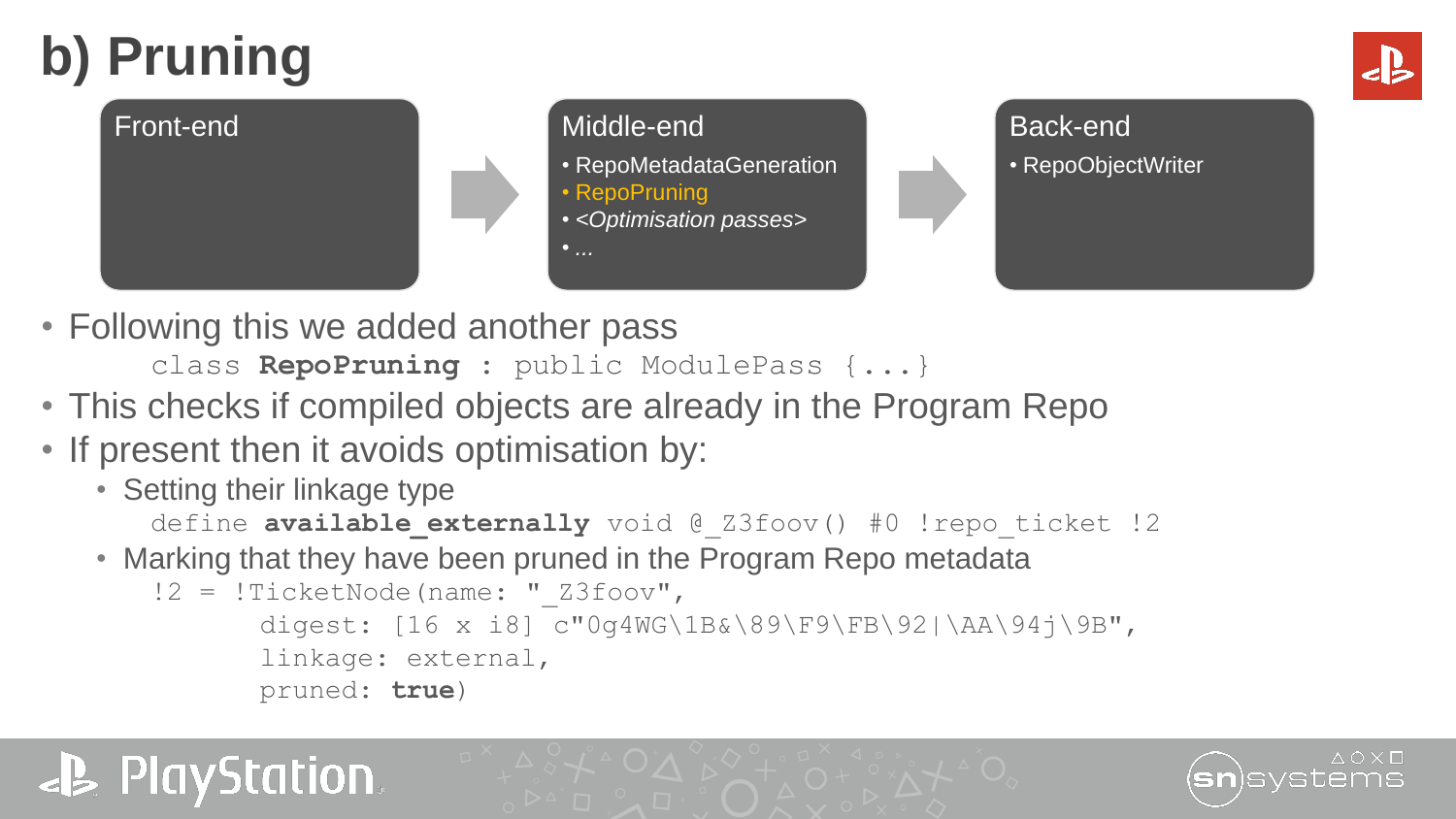# b) Pruning

**Front-end**

**Middle-end**
- RepoMetadataGeneration
- RepoPruning
- *<Optimisation passes>*
- *...*

**Back-end**
- RepoObjectWriter

- Following this we added another pass

```
class RepoPruning : public ModulePass {...}
```

- This checks if compiled objects are already in the Program Repo
- If present then it avoids optimisation by:
  - Setting their linkage type

    ```
    define available_externally void @_Z3foov() #0 !repo_ticket !2
    ```

  - Marking that they have been pruned in the Program Repo metadata

    ```
    !2 = !TicketNode(name: "_Z3foov",
            digest: [16 x i8] c"0g4WG\1B&\89\F9\FB\92|\AA\94j\9B",
            linkage: external,
            pruned: true)
    ```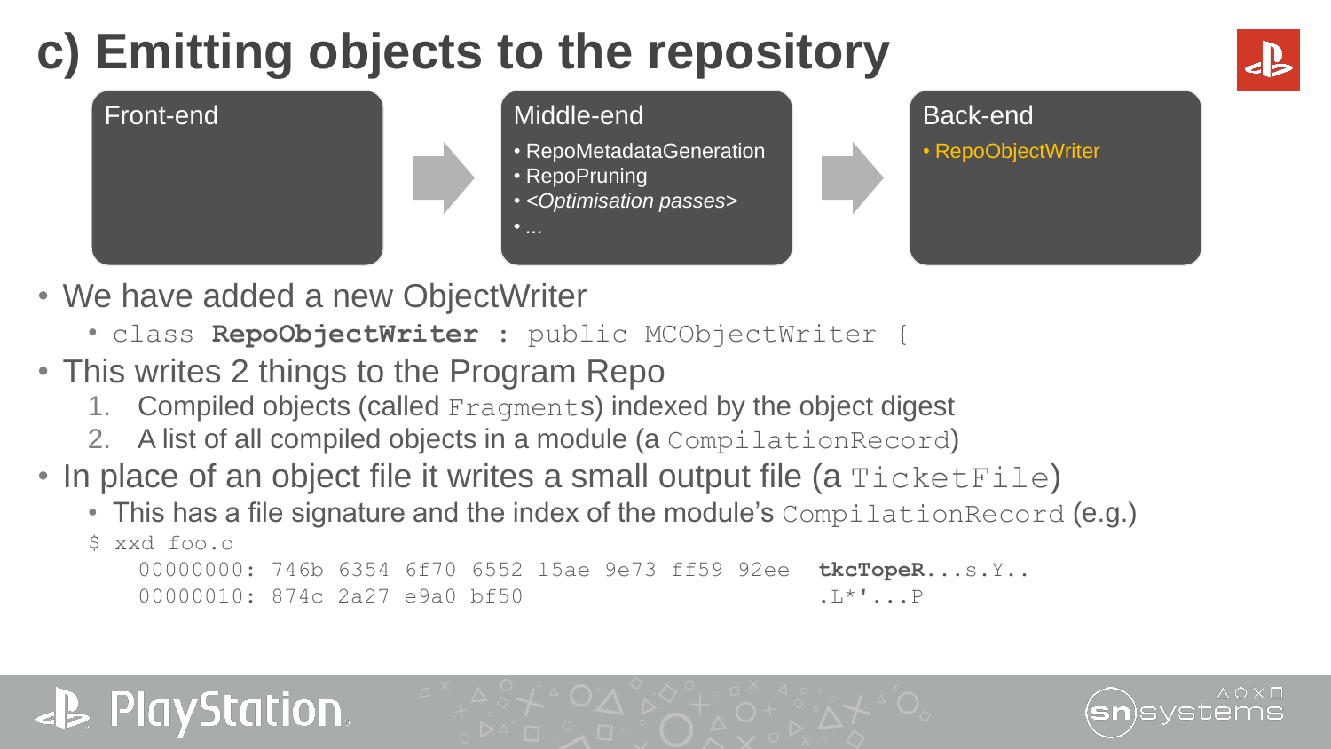# c) Emitting objects to the repository

**Front-end**

**Middle-end**

- RepoMetadataGeneration
- RepoPruning
- *<Optimisation passes>*
- *...*

**Back-end**

- RepoObjectWriter

---

- We have added a new ObjectWriter
  - `class RepoObjectWriter : public MCObjectWriter {`
- This writes 2 things to the Program Repo
  1. Compiled objects (called `Fragment`s) indexed by the object digest
  2. A list of all compiled objects in a module (a `CompilationRecord`)
- In place of an object file it writes a small output file (a `TicketFile`)
  - This has a file signature and the index of the module's `CompilationRecord` (e.g.)

```
$ xxd foo.o
    00000000: 746b 6354 6f70 6552 15ae 9e73 ff59 92ee  tkcTopeR...s.Y..
    00000010: 874c 2a27 e9a0 bf50                      .L*'...P
```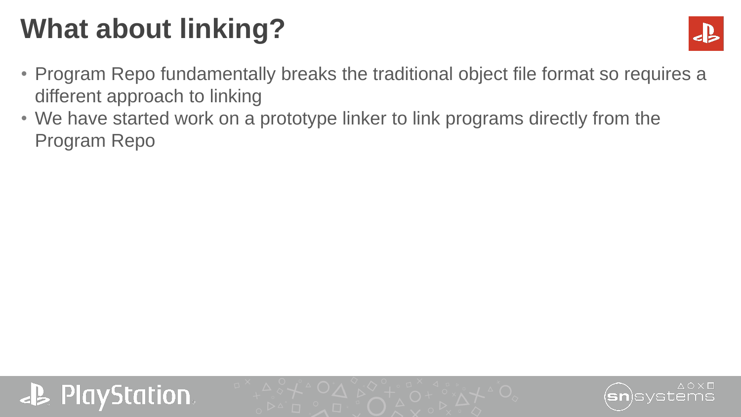# What about linking?

- Program Repo fundamentally breaks the traditional object file format so requires a different approach to linking
- We have started work on a prototype linker to link programs directly from the Program Repo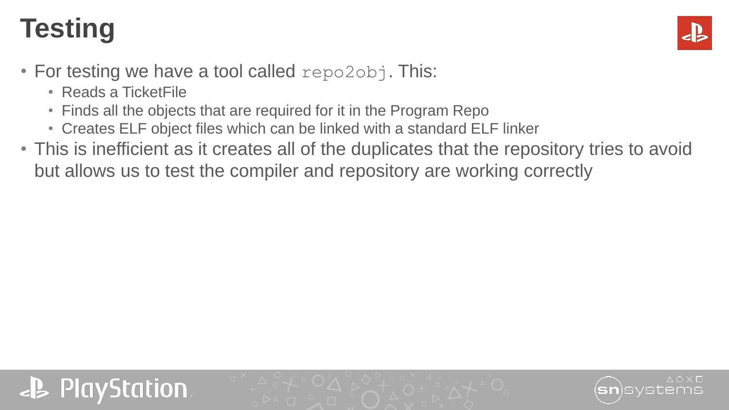# Testing

- For testing we have a tool called `repo2obj`. This:
  - Reads a TicketFile
  - Finds all the objects that are required for it in the Program Repo
  - Creates ELF object files which can be linked with a standard ELF linker
- This is inefficient as it creates all of the duplicates that the repository tries to avoid but allows us to test the compiler and repository are working correctly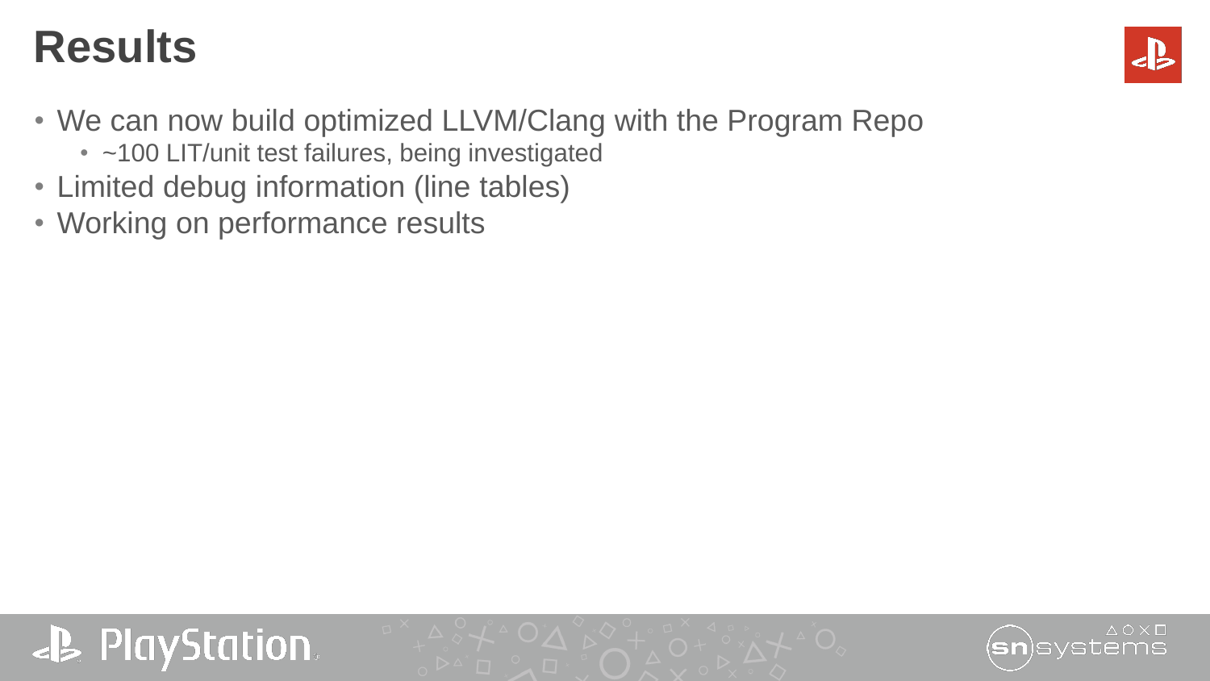# Results

- We can now build optimized LLVM/Clang with the Program Repo
  - ~100 LIT/unit test failures, being investigated
- Limited debug information (line tables)
- Working on performance results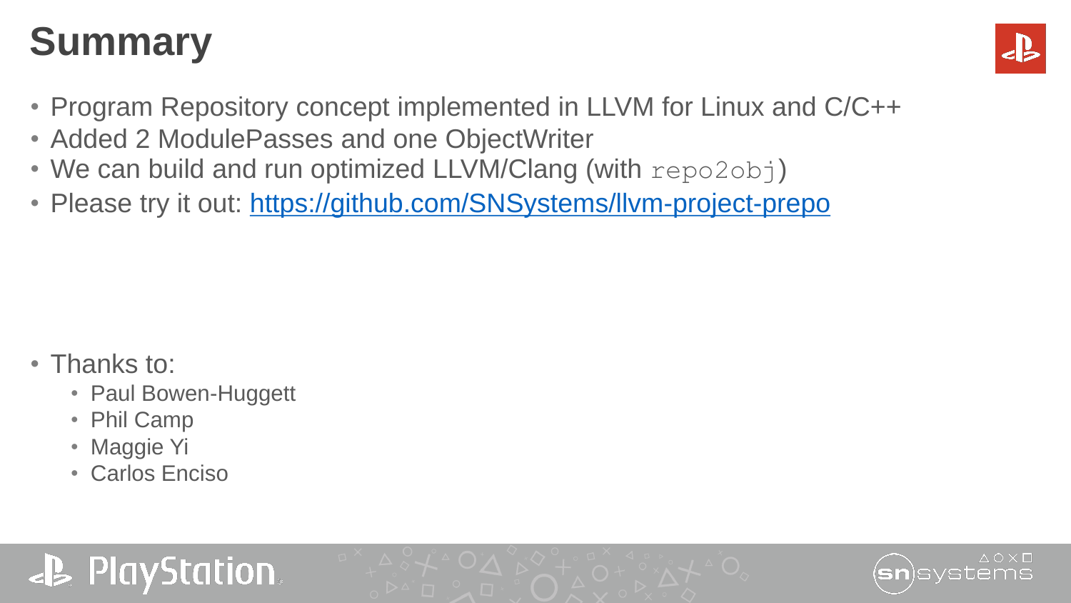# Summary

- Program Repository concept implemented in LLVM for Linux and C/C++
- Added 2 ModulePasses and one ObjectWriter
- We can build and run optimized LLVM/Clang (with `repo2obj`)
- Please try it out: [https://github.com/SNSystems/llvm-project-prepo](https://github.com/SNSystems/llvm-project-prepo)

- Thanks to:
  - Paul Bowen-Huggett
  - Phil Camp
  - Maggie Yi
  - Carlos Enciso